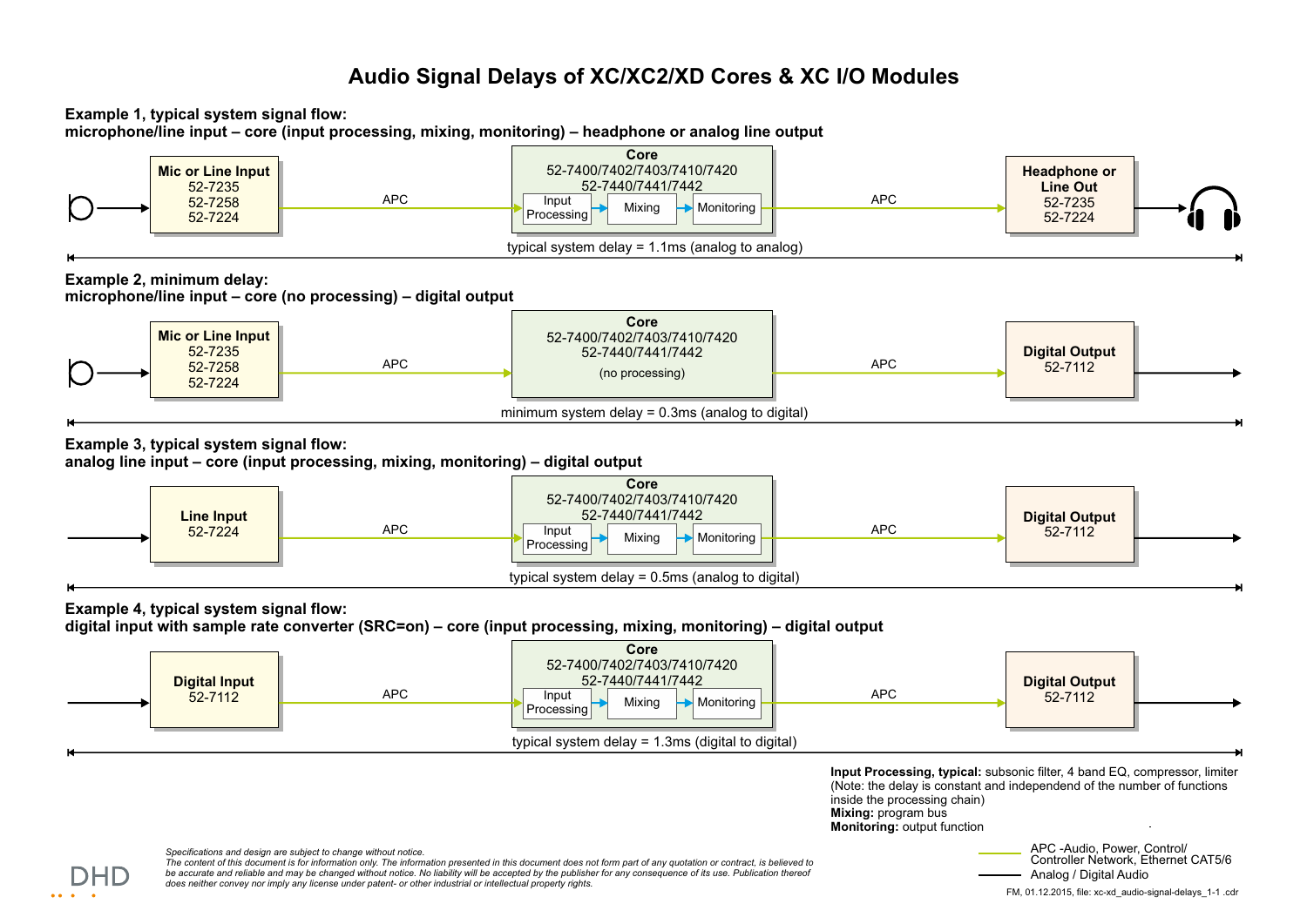# Audio Signal Delays of XC/XC2/XD Cores & XC I/O Modules

**Example 1, typical system signal flow:**
**microphone/line input – core (input processing, mixing, monitoring) – headphone or analog line output**

**Mic or Line Input**
52-7235
52-7258
52-7224

APC

**Core**
52-7400/7402/7403/7410/7420
52-7440/7441/7442

Input Processing
Mixing
Monitoring

APC

**Headphone or Line Out**
52-7235
52-7224

typical system delay = 1.1ms (analog to analog)

**Example 2, minimum delay:**
**microphone/line input – core (no processing) – digital output**

**Mic or Line Input**
52-7235
52-7258
52-7224

APC

**Core**
52-7400/7402/7403/7410/7420
52-7440/7441/7442
(no processing)

APC

**Digital Output**
52-7112

minimum system delay = 0.3ms (analog to digital)

**Example 3, typical system signal flow:**
**analog line input – core (input processing, mixing, monitoring) – digital output**

**Line Input**
52-7224

APC

**Core**
52-7400/7402/7403/7410/7420
52-7440/7441/7442

Input Processing
Mixing
Monitoring

APC

**Digital Output**
52-7112

typical system delay = 0.5ms (analog to digital)

**Example 4, typical system signal flow:**
**digital input with sample rate converter (SRC=on) – core (input processing, mixing, monitoring) – digital output**

**Digital Input**
52-7112

APC

**Core**
52-7400/7402/7403/7410/7420
52-7440/7441/7442

Input Processing
Mixing
Monitoring

APC

**Digital Output**
52-7112

typical system delay = 1.3ms (digital to digital)

**Input Processing, typical:** subsonic filter, 4 band EQ, compressor, limiter
(Note: the delay is constant and independent of the number of functions inside the processing chain)
**Mixing:** program bus
**Monitoring:** output function

APC -Audio, Power, Control/ Controller Network, Ethernet CAT5/6
Analog / Digital Audio

*Specifications and design are subject to change without notice.*
*The content of this document is for information only. The information presented in this document does not form part of any quotation or contract, is believed to be accurate and reliable and may be changed without notice. No liability will be accepted by the publisher for any consequence of its use. Publication thereof does neither convey nor imply any license under patent- or other industrial or intellectual property rights.*

DHD

FM, 01.12.2015, file: xc-xd_audio-signal-delays_1-1 .cdr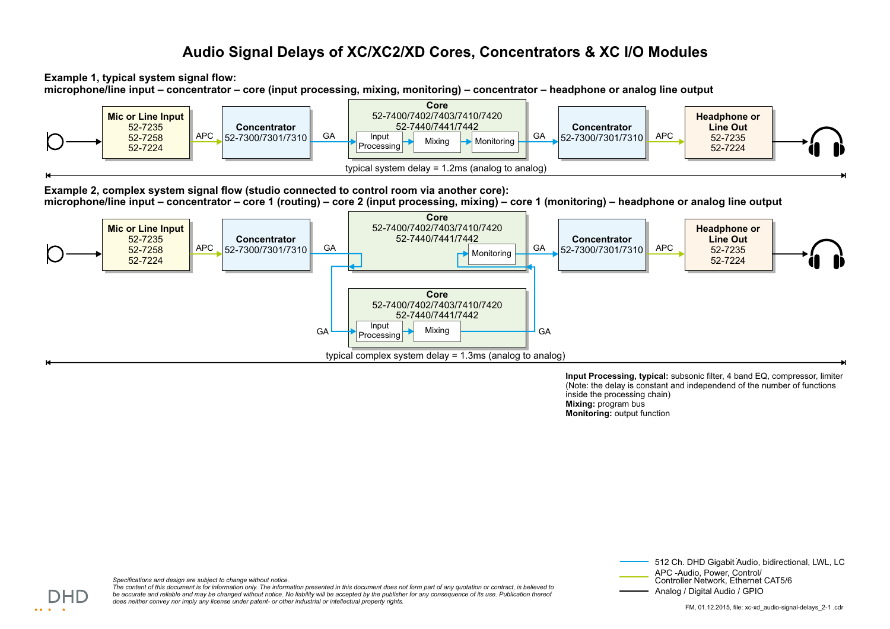# Audio Signal Delays of XC/XC2/XD Cores, Concentrators & XC I/O Modules

**Example 1, typical system signal flow:**
**microphone/line input – concentrator – core (input processing, mixing, monitoring) – concentrator – headphone or analog line output**

Mic or Line Input
52-7235
52-7258
52-7224

APC

Concentrator
52-7300/7301/7310

GA

Core
52-7400/7402/7403/7410/7420
52-7440/7441/7442

Input Processing

Mixing

Monitoring

GA

Concentrator
52-7300/7301/7310

APC

Headphone or Line Out
52-7235
52-7224

typical system delay = 1.2ms (analog to analog)

**Example 2, complex system signal flow (studio connected to control room via another core):**
**microphone/line input – concentrator – core 1 (routing) – core 2 (input processing, mixing) – core 1 (monitoring) – headphone or analog line output**

Mic or Line Input
52-7235
52-7258
52-7224

APC

Concentrator
52-7300/7301/7310

GA

Core
52-7400/7402/7403/7410/7420
52-7440/7441/7442

Monitoring

GA

Concentrator
52-7300/7301/7310

APC

Headphone or Line Out
52-7235
52-7224

Core
52-7400/7402/7403/7410/7420
52-7440/7441/7442

GA

Input Processing

Mixing

GA

typical complex system delay = 1.3ms (analog to analog)

**Input Processing, typical:** subsonic filter, 4 band EQ, compressor, limiter
(Note: the delay is constant and independend of the number of functions inside the processing chain)
**Mixing:** program bus
**Monitoring:** output function

512 Ch. DHD Gigabit Audio, bidirectional, LWL, LC
APC -Audio, Power, Control/ Controller Network, Ethernet CAT5/6
Analog / Digital Audio / GPIO

*Specifications and design are subject to change without notice.*
*The content of this document is for information only. The information presented in this document does not form part of any quotation or contract, is believed to be accurate and reliable and may be changed without notice. No liability will be accepted by the publisher for any consequence of its use. Publication thereof does neither convey nor imply any license under patent- or other industrial or intellectual property rights.*

DHD

FM, 01.12.2015, file: xc-xd_audio-signal-delays_2-1 .cdr